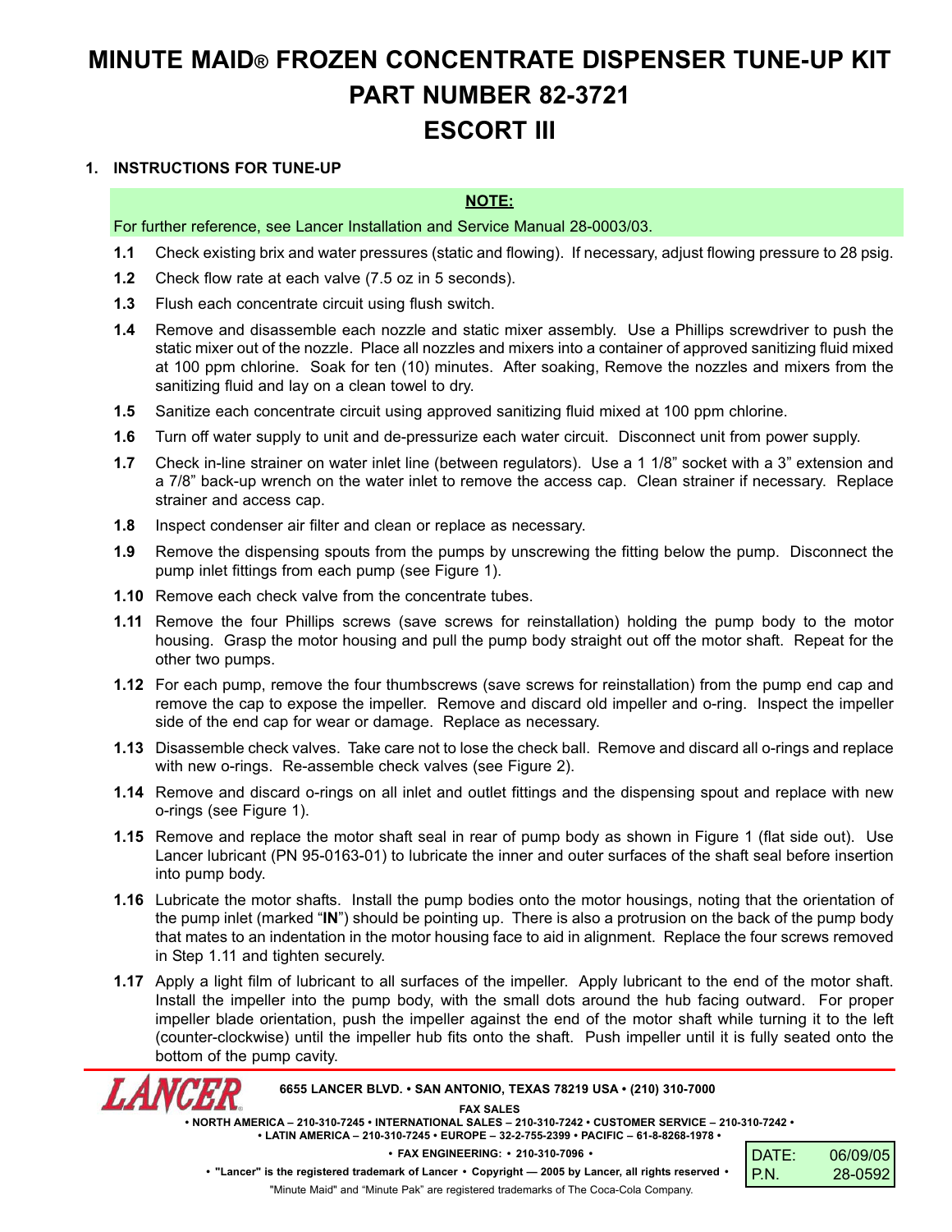# MINUTE MAID® FROZEN CONCENTRATE DISPENSER TUNE-UP KIT PART NUMBER 82-3721 ESCORT III

## 1. INSTRUCTIONS FOR TUNE-UP

**NOTE:**

For further reference, see Lancer Installation and Service Manual 28-0003/03.

**1.1** Check existing brix and water pressures (static and flowing). If necessary, adjust flowing pressure to 28 psig.

**1.2** Check flow rate at each valve (7.5 oz in 5 seconds).

**1.3** Flush each concentrate circuit using flush switch.

**1.4** Remove and disassemble each nozzle and static mixer assembly. Use a Phillips screwdriver to push the static mixer out of the nozzle. Place all nozzles and mixers into a container of approved sanitizing fluid mixed at 100 ppm chlorine. Soak for ten (10) minutes. After soaking, Remove the nozzles and mixers from the sanitizing fluid and lay on a clean towel to dry.

**1.5** Sanitize each concentrate circuit using approved sanitizing fluid mixed at 100 ppm chlorine.

**1.6** Turn off water supply to unit and de-pressurize each water circuit. Disconnect unit from power supply.

**1.7** Check in-line strainer on water inlet line (between regulators). Use a 1 1/8" socket with a 3" extension and a 7/8" back-up wrench on the water inlet to remove the access cap. Clean strainer if necessary. Replace strainer and access cap.

**1.8** Inspect condenser air filter and clean or replace as necessary.

**1.9** Remove the dispensing spouts from the pumps by unscrewing the fitting below the pump. Disconnect the pump inlet fittings from each pump (see Figure 1).

**1.10** Remove each check valve from the concentrate tubes.

**1.11** Remove the four Phillips screws (save screws for reinstallation) holding the pump body to the motor housing. Grasp the motor housing and pull the pump body straight out off the motor shaft. Repeat for the other two pumps.

**1.12** For each pump, remove the four thumbscrews (save screws for reinstallation) from the pump end cap and remove the cap to expose the impeller. Remove and discard old impeller and o-ring. Inspect the impeller side of the end cap for wear or damage. Replace as necessary.

**1.13** Disassemble check valves. Take care not to lose the check ball. Remove and discard all o-rings and replace with new o-rings. Re-assemble check valves (see Figure 2).

**1.14** Remove and discard o-rings on all inlet and outlet fittings and the dispensing spout and replace with new o-rings (see Figure 1).

**1.15** Remove and replace the motor shaft seal in rear of pump body as shown in Figure 1 (flat side out). Use Lancer lubricant (PN 95-0163-01) to lubricate the inner and outer surfaces of the shaft seal before insertion into pump body.

**1.16** Lubricate the motor shafts. Install the pump bodies onto the motor housings, noting that the orientation of the pump inlet (marked "**IN**") should be pointing up. There is also a protrusion on the back of the pump body that mates to an indentation in the motor housing face to aid in alignment. Replace the four screws removed in Step 1.11 and tighten securely.

**1.17** Apply a light film of lubricant to all surfaces of the impeller. Apply lubricant to the end of the motor shaft. Install the impeller into the pump body, with the small dots around the hub facing outward. For proper impeller blade orientation, push the impeller against the end of the motor shaft while turning it to the left (counter-clockwise) until the impeller hub fits onto the shaft. Push impeller until it is fully seated onto the bottom of the pump cavity.

LANCER

**6655 LANCER BLVD. • SAN ANTONIO, TEXAS 78219 USA • (210) 310-7000**

**FAX SALES**
**• NORTH AMERICA – 210-310-7245 • INTERNATIONAL SALES – 210-310-7242 • CUSTOMER SERVICE – 210-310-7242 •**
**• LATIN AMERICA – 210-310-7245 • EUROPE – 32-2-755-2399 • PACIFIC – 61-8-8268-1978 •**

**• FAX ENGINEERING: • 210-310-7096 •**

**• "Lancer" is the registered trademark of Lancer • Copyright — 2005 by Lancer, all rights reserved •**

"Minute Maid" and "Minute Pak" are registered trademarks of The Coca-Cola Company.

| DATE: | 06/09/05 |
| --- | --- |
| P.N. | 28-0592 |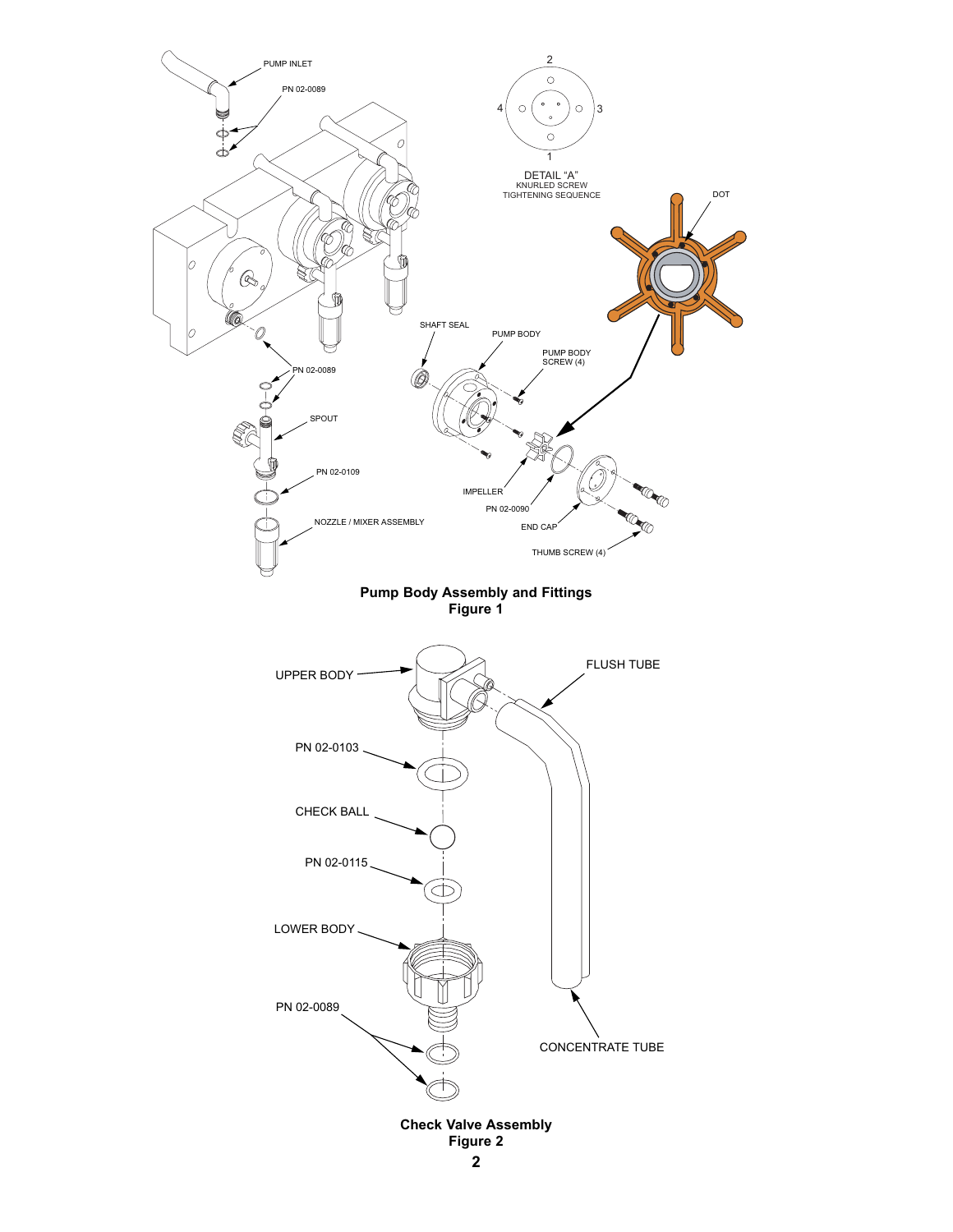PUMP INLET

PN 02-0089

DETAIL "A"
KNURLED SCREW
TIGHTENING SEQUENCE

DOT

SHAFT SEAL

PUMP BODY

PUMP BODY SCREW (4)

PN 02-0089

SPOUT

PN 02-0109

NOZZLE / MIXER ASSEMBLY

IMPELLER

PN 02-0090

END CAP

THUMB SCREW (4)

**Pump Body Assembly and Fittings**
**Figure 1**

UPPER BODY

FLUSH TUBE

PN 02-0103

CHECK BALL

PN 02-0115

LOWER BODY

PN 02-0089

CONCENTRATE TUBE

**Check Valve Assembly**
**Figure 2**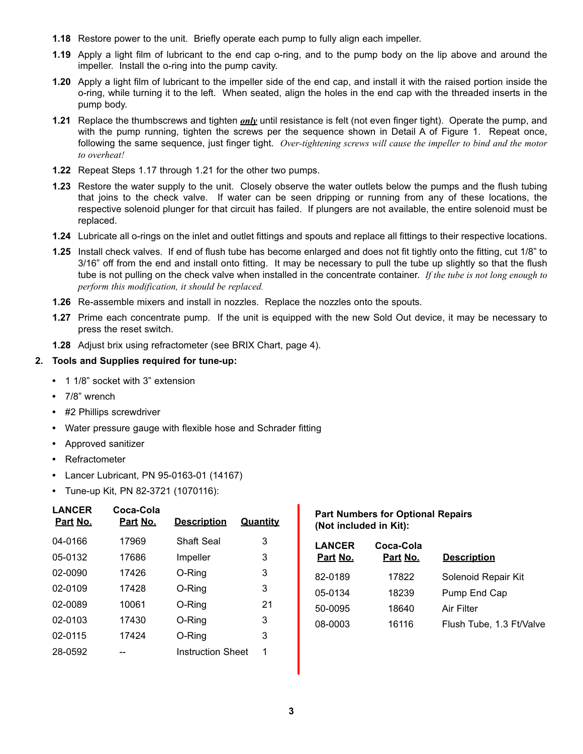**1.18** Restore power to the unit. Briefly operate each pump to fully align each impeller.

**1.19** Apply a light film of lubricant to the end cap o-ring, and to the pump body on the lip above and around the impeller. Install the o-ring into the pump cavity.

**1.20** Apply a light film of lubricant to the impeller side of the end cap, and install it with the raised portion inside the o-ring, while turning it to the left. When seated, align the holes in the end cap with the threaded inserts in the pump body.

**1.21** Replace the thumbscrews and tighten ***only*** until resistance is felt (not even finger tight). Operate the pump, and with the pump running, tighten the screws per the sequence shown in Detail A of Figure 1. Repeat once, following the same sequence, just finger tight. *Over-tightening screws will cause the impeller to bind and the motor to overheat!*

**1.22** Repeat Steps 1.17 through 1.21 for the other two pumps.

**1.23** Restore the water supply to the unit. Closely observe the water outlets below the pumps and the flush tubing that joins to the check valve. If water can be seen dripping or running from any of these locations, the respective solenoid plunger for that circuit has failed. If plungers are not available, the entire solenoid must be replaced.

**1.24** Lubricate all o-rings on the inlet and outlet fittings and spouts and replace all fittings to their respective locations.

**1.25** Install check valves. If end of flush tube has become enlarged and does not fit tightly onto the fitting, cut 1/8" to 3/16" off from the end and install onto fitting. It may be necessary to pull the tube up slightly so that the flush tube is not pulling on the check valve when installed in the concentrate container. *If the tube is not long enough to perform this modification, it should be replaced.*

**1.26** Re-assemble mixers and install in nozzles. Replace the nozzles onto the spouts.

**1.27** Prime each concentrate pump. If the unit is equipped with the new Sold Out device, it may be necessary to press the reset switch.

**1.28** Adjust brix using refractometer (see BRIX Chart, page 4).

## 2. Tools and Supplies required for tune-up:

- 1 1/8" socket with 3" extension
- 7/8" wrench
- #2 Phillips screwdriver
- Water pressure gauge with flexible hose and Schrader fitting
- Approved sanitizer
- Refractometer
- Lancer Lubricant, PN 95-0163-01 (14167)
- Tune-up Kit, PN 82-3721 (1070116):

| LANCER Part No. | Coca-Cola Part No. | Description | Quantity |
|---|---|---|---|
| 04-0166 | 17969 | Shaft Seal | 3 |
| 05-0132 | 17686 | Impeller | 3 |
| 02-0090 | 17426 | O-Ring | 3 |
| 02-0109 | 17428 | O-Ring | 3 |
| 02-0089 | 10061 | O-Ring | 21 |
| 02-0103 | 17430 | O-Ring | 3 |
| 02-0115 | 17424 | O-Ring | 3 |
| 28-0592 | -- | Instruction Sheet | 1 |

**Part Numbers for Optional Repairs (Not included in Kit):**

| LANCER Part No. | Coca-Cola Part No. | Description |
|---|---|---|
| 82-0189 | 17822 | Solenoid Repair Kit |
| 05-0134 | 18239 | Pump End Cap |
| 50-0095 | 18640 | Air Filter |
| 08-0003 | 16116 | Flush Tube, 1.3 Ft/Valve |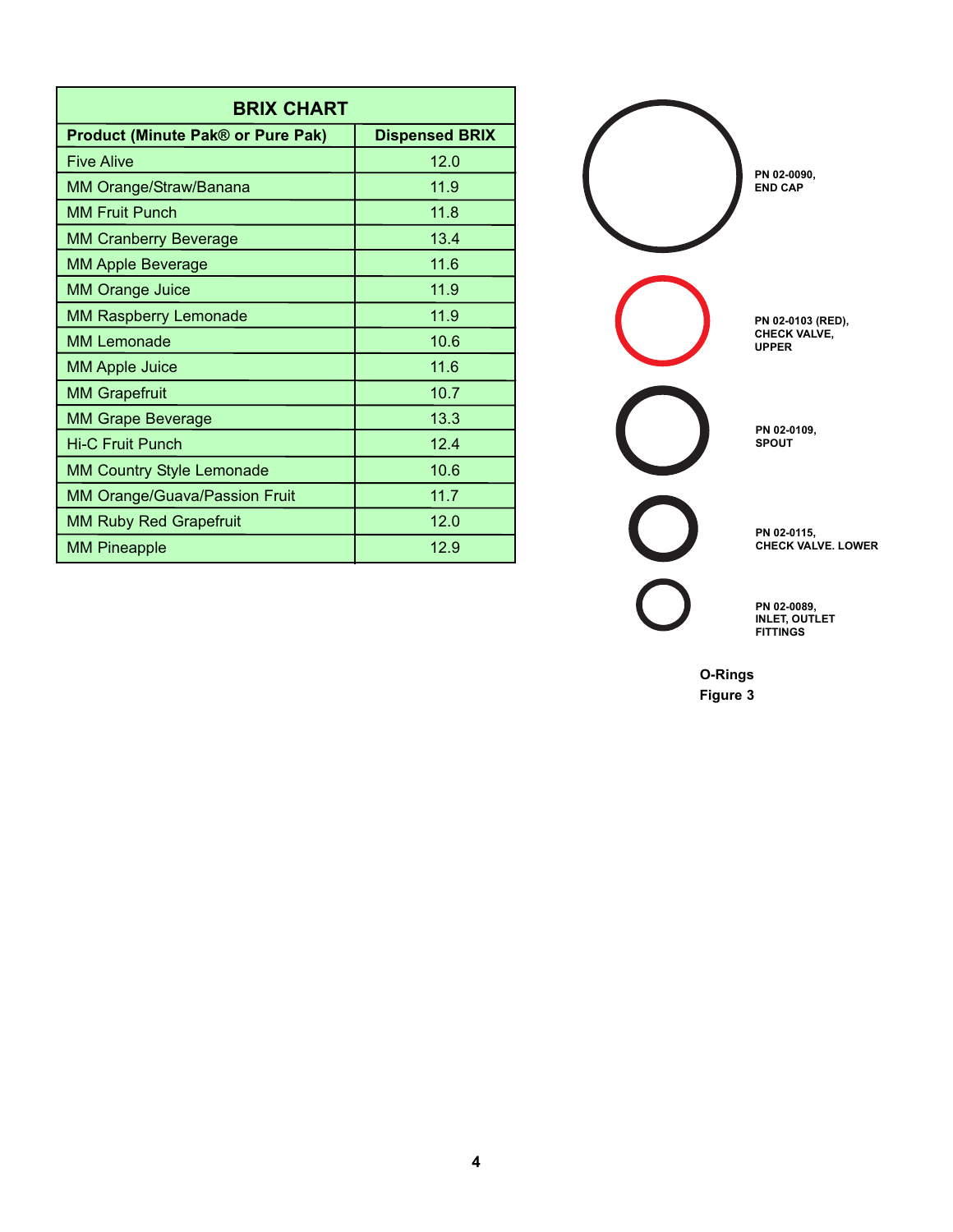| BRIX CHART | |
|---|---|
| **Product (Minute Pak® or Pure Pak)** | **Dispensed BRIX** |
| Five Alive | 12.0 |
| MM Orange/Straw/Banana | 11.9 |
| MM Fruit Punch | 11.8 |
| MM Cranberry Beverage | 13.4 |
| MM Apple Beverage | 11.6 |
| MM Orange Juice | 11.9 |
| MM Raspberry Lemonade | 11.9 |
| MM Lemonade | 10.6 |
| MM Apple Juice | 11.6 |
| MM Grapefruit | 10.7 |
| MM Grape Beverage | 13.3 |
| Hi-C Fruit Punch | 12.4 |
| MM Country Style Lemonade | 10.6 |
| MM Orange/Guava/Passion Fruit | 11.7 |
| MM Ruby Red Grapefruit | 12.0 |
| MM Pineapple | 12.9 |

PN 02-0090, END CAP

PN 02-0103 (RED), CHECK VALVE, UPPER

PN 02-0109, SPOUT

PN 02-0115, CHECK VALVE. LOWER

PN 02-0089, INLET, OUTLET FITTINGS

**O-Rings**
**Figure 3**